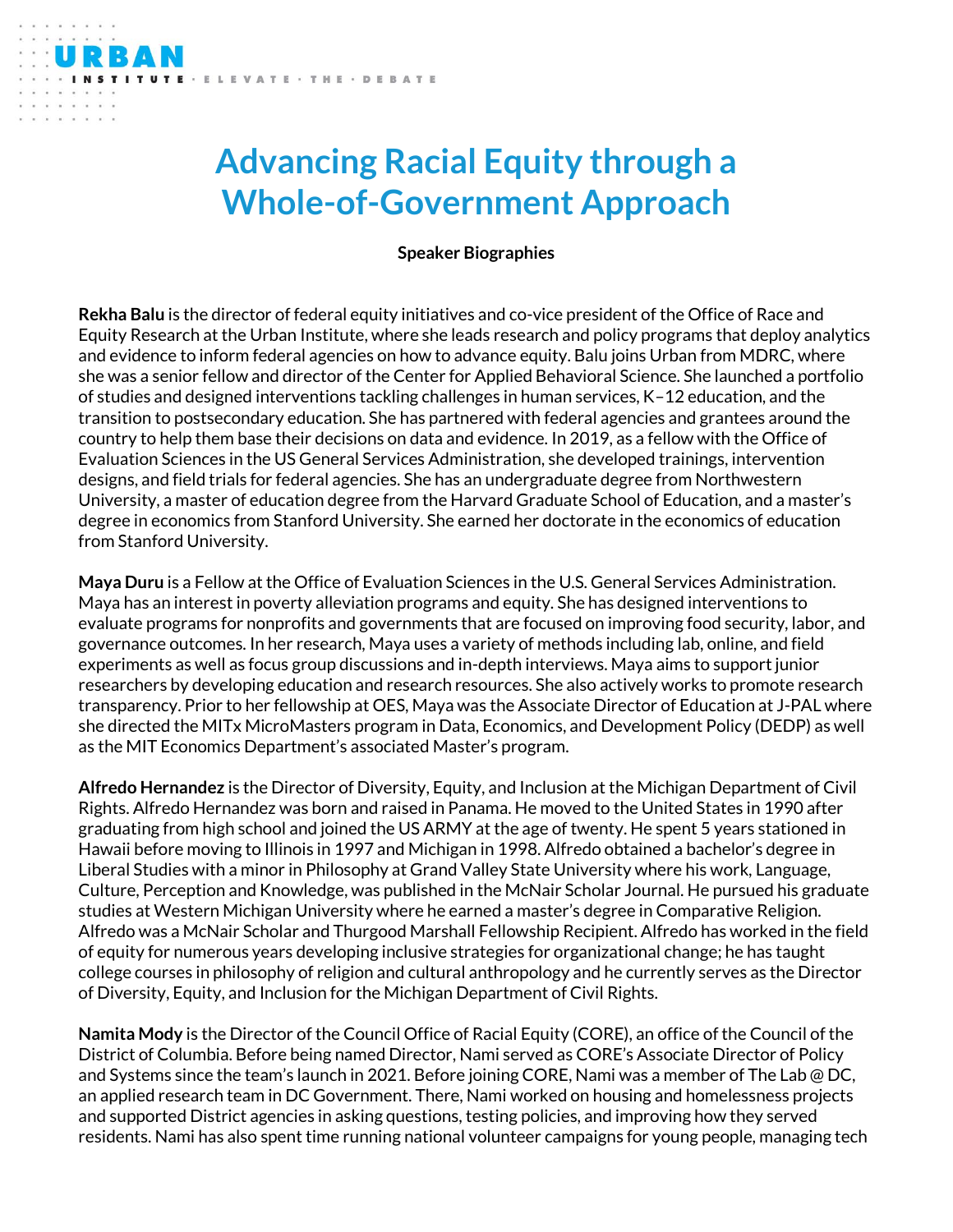URBAN INSTITUTE · ELEVATE · THE · DEBATE

# Advancing Racial Equity through a Whole-of-Government Approach

**Speaker Biographies**

**Rekha Balu** is the director of federal equity initiatives and co-vice president of the Office of Race and Equity Research at the Urban Institute, where she leads research and policy programs that deploy analytics and evidence to inform federal agencies on how to advance equity. Balu joins Urban from MDRC, where she was a senior fellow and director of the Center for Applied Behavioral Science. She launched a portfolio of studies and designed interventions tackling challenges in human services, K–12 education, and the transition to postsecondary education. She has partnered with federal agencies and grantees around the country to help them base their decisions on data and evidence. In 2019, as a fellow with the Office of Evaluation Sciences in the US General Services Administration, she developed trainings, intervention designs, and field trials for federal agencies. She has an undergraduate degree from Northwestern University, a master of education degree from the Harvard Graduate School of Education, and a master's degree in economics from Stanford University. She earned her doctorate in the economics of education from Stanford University.

**Maya Duru** is a Fellow at the Office of Evaluation Sciences in the U.S. General Services Administration. Maya has an interest in poverty alleviation programs and equity. She has designed interventions to evaluate programs for nonprofits and governments that are focused on improving food security, labor, and governance outcomes. In her research, Maya uses a variety of methods including lab, online, and field experiments as well as focus group discussions and in-depth interviews. Maya aims to support junior researchers by developing education and research resources. She also actively works to promote research transparency. Prior to her fellowship at OES, Maya was the Associate Director of Education at J-PAL where she directed the MITx MicroMasters program in Data, Economics, and Development Policy (DEDP) as well as the MIT Economics Department's associated Master's program.

**Alfredo Hernandez** is the Director of Diversity, Equity, and Inclusion at the Michigan Department of Civil Rights. Alfredo Hernandez was born and raised in Panama. He moved to the United States in 1990 after graduating from high school and joined the US ARMY at the age of twenty. He spent 5 years stationed in Hawaii before moving to Illinois in 1997 and Michigan in 1998. Alfredo obtained a bachelor's degree in Liberal Studies with a minor in Philosophy at Grand Valley State University where his work, Language, Culture, Perception and Knowledge, was published in the McNair Scholar Journal. He pursued his graduate studies at Western Michigan University where he earned a master's degree in Comparative Religion. Alfredo was a McNair Scholar and Thurgood Marshall Fellowship Recipient. Alfredo has worked in the field of equity for numerous years developing inclusive strategies for organizational change; he has taught college courses in philosophy of religion and cultural anthropology and he currently serves as the Director of Diversity, Equity, and Inclusion for the Michigan Department of Civil Rights.

**Namita Mody** is the Director of the Council Office of Racial Equity (CORE), an office of the Council of the District of Columbia. Before being named Director, Nami served as CORE's Associate Director of Policy and Systems since the team's launch in 2021. Before joining CORE, Nami was a member of The Lab @ DC, an applied research team in DC Government. There, Nami worked on housing and homelessness projects and supported District agencies in asking questions, testing policies, and improving how they served residents. Nami has also spent time running national volunteer campaigns for young people, managing tech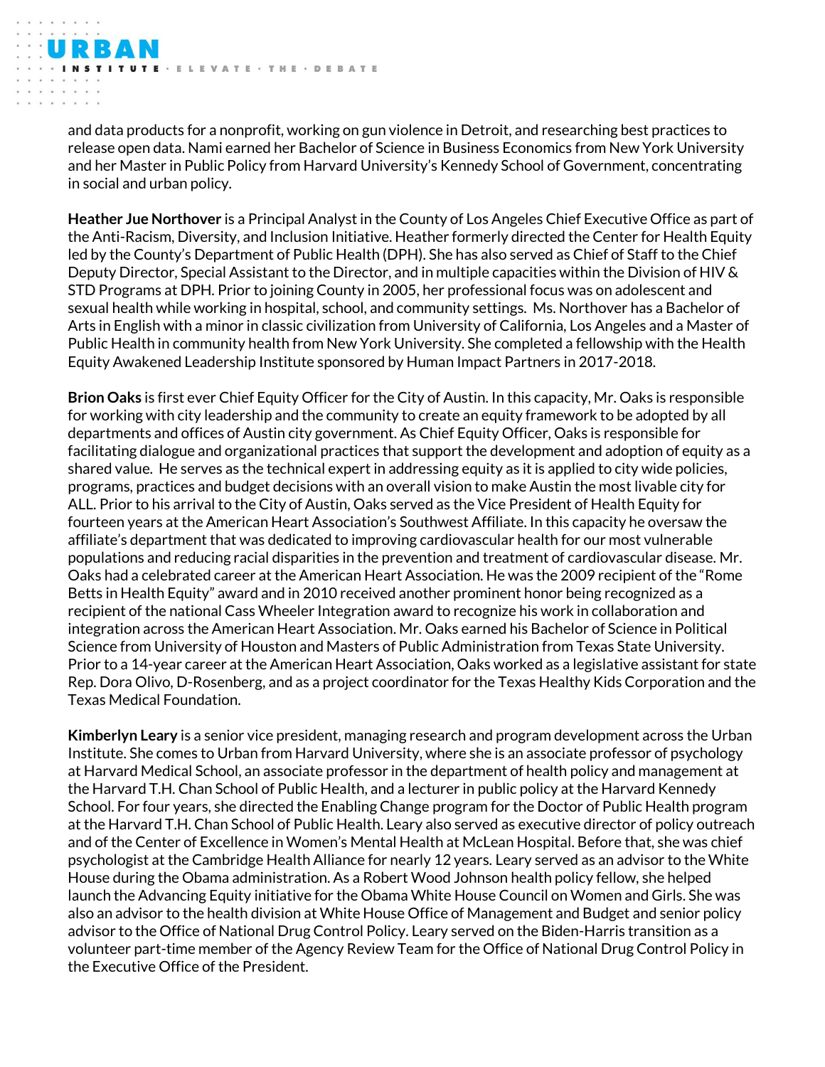and data products for a nonprofit, working on gun violence in Detroit, and researching best practices to release open data. Nami earned her Bachelor of Science in Business Economics from New York University and her Master in Public Policy from Harvard University's Kennedy School of Government, concentrating in social and urban policy.

**Heather Jue Northover** is a Principal Analyst in the County of Los Angeles Chief Executive Office as part of the Anti-Racism, Diversity, and Inclusion Initiative. Heather formerly directed the Center for Health Equity led by the County's Department of Public Health (DPH). She has also served as Chief of Staff to the Chief Deputy Director, Special Assistant to the Director, and in multiple capacities within the Division of HIV & STD Programs at DPH. Prior to joining County in 2005, her professional focus was on adolescent and sexual health while working in hospital, school, and community settings. Ms. Northover has a Bachelor of Arts in English with a minor in classic civilization from University of California, Los Angeles and a Master of Public Health in community health from New York University. She completed a fellowship with the Health Equity Awakened Leadership Institute sponsored by Human Impact Partners in 2017-2018.

**Brion Oaks** is first ever Chief Equity Officer for the City of Austin. In this capacity, Mr. Oaks is responsible for working with city leadership and the community to create an equity framework to be adopted by all departments and offices of Austin city government. As Chief Equity Officer, Oaks is responsible for facilitating dialogue and organizational practices that support the development and adoption of equity as a shared value. He serves as the technical expert in addressing equity as it is applied to city wide policies, programs, practices and budget decisions with an overall vision to make Austin the most livable city for ALL. Prior to his arrival to the City of Austin, Oaks served as the Vice President of Health Equity for fourteen years at the American Heart Association's Southwest Affiliate. In this capacity he oversaw the affiliate's department that was dedicated to improving cardiovascular health for our most vulnerable populations and reducing racial disparities in the prevention and treatment of cardiovascular disease. Mr. Oaks had a celebrated career at the American Heart Association. He was the 2009 recipient of the "Rome Betts in Health Equity" award and in 2010 received another prominent honor being recognized as a recipient of the national Cass Wheeler Integration award to recognize his work in collaboration and integration across the American Heart Association. Mr. Oaks earned his Bachelor of Science in Political Science from University of Houston and Masters of Public Administration from Texas State University. Prior to a 14-year career at the American Heart Association, Oaks worked as a legislative assistant for state Rep. Dora Olivo, D-Rosenberg, and as a project coordinator for the Texas Healthy Kids Corporation and the Texas Medical Foundation.

**Kimberlyn Leary** is a senior vice president, managing research and program development across the Urban Institute. She comes to Urban from Harvard University, where she is an associate professor of psychology at Harvard Medical School, an associate professor in the department of health policy and management at the Harvard T.H. Chan School of Public Health, and a lecturer in public policy at the Harvard Kennedy School. For four years, she directed the Enabling Change program for the Doctor of Public Health program at the Harvard T.H. Chan School of Public Health. Leary also served as executive director of policy outreach and of the Center of Excellence in Women's Mental Health at McLean Hospital. Before that, she was chief psychologist at the Cambridge Health Alliance for nearly 12 years. Leary served as an advisor to the White House during the Obama administration. As a Robert Wood Johnson health policy fellow, she helped launch the Advancing Equity initiative for the Obama White House Council on Women and Girls. She was also an advisor to the health division at White House Office of Management and Budget and senior policy advisor to the Office of National Drug Control Policy. Leary served on the Biden-Harris transition as a volunteer part-time member of the Agency Review Team for the Office of National Drug Control Policy in the Executive Office of the President.